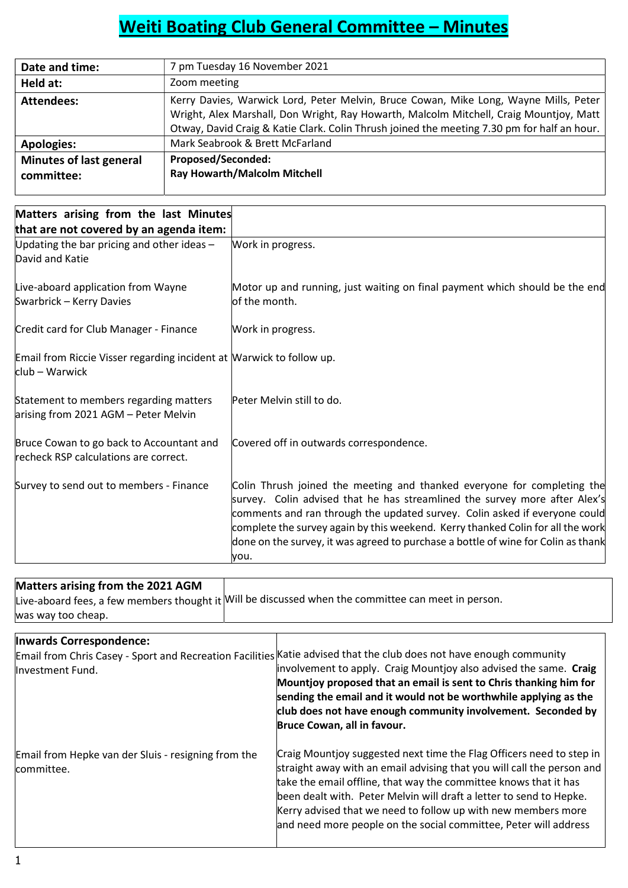# Weiti Boating Club General Committee – Minutes

| | |
|---|---|
| **Date and time:** | 7 pm Tuesday 16 November 2021 |
| **Held at:** | Zoom meeting |
| **Attendees:** | Kerry Davies, Warwick Lord, Peter Melvin, Bruce Cowan, Mike Long, Wayne Mills, Peter Wright, Alex Marshall, Don Wright, Ray Howarth, Malcolm Mitchell, Craig Mountjoy, Matt Otway, David Craig & Katie Clark. Colin Thrush joined the meeting 7.30 pm for half an hour. |
| **Apologies:** | Mark Seabrook & Brett McFarland |
| **Minutes of last general committee:** | **Proposed/Seconded: Ray Howarth/Malcolm Mitchell** |

| **Matters arising from the last Minutes that are not covered by an agenda item:** | |
|---|---|
| Updating the bar pricing and other ideas – David and Katie | Work in progress. |
| Live-aboard application from Wayne Swarbrick – Kerry Davies | Motor up and running, just waiting on final payment which should be the end of the month. |
| Credit card for Club Manager - Finance | Work in progress. |
| Email from Riccie Visser regarding incident at club – Warwick | Warwick to follow up. |
| Statement to members regarding matters arising from 2021 AGM – Peter Melvin | Peter Melvin still to do. |
| Bruce Cowan to go back to Accountant and recheck RSP calculations are correct. | Covered off in outwards correspondence. |
| Survey to send out to members - Finance | Colin Thrush joined the meeting and thanked everyone for completing the survey. Colin advised that he has streamlined the survey more after Alex's comments and ran through the updated survey. Colin asked if everyone could complete the survey again by this weekend. Kerry thanked Colin for all the work done on the survey, it was agreed to purchase a bottle of wine for Colin as thank you. |

| **Matters arising from the 2021 AGM** | |
|---|---|
| Live-aboard fees, a few members thought it was way too cheap. | Will be discussed when the committee can meet in person. |

| **Inwards Correspondence:** | |
|---|---|
| Email from Chris Casey - Sport and Recreation Facilities Investment Fund. | Katie advised that the club does not have enough community involvement to apply. Craig Mountjoy also advised the same. **Craig Mountjoy proposed that an email is sent to Chris thanking him for sending the email and it would not be worthwhile applying as the club does not have enough community involvement. Seconded by Bruce Cowan, all in favour.** |
| Email from Hepke van der Sluis - resigning from the committee. | Craig Mountjoy suggested next time the Flag Officers need to step in straight away with an email advising that you will call the person and take the email offline, that way the committee knows that it has been dealt with. Peter Melvin will draft a letter to send to Hepke. Kerry advised that we need to follow up with new members more and need more people on the social committee, Peter will address |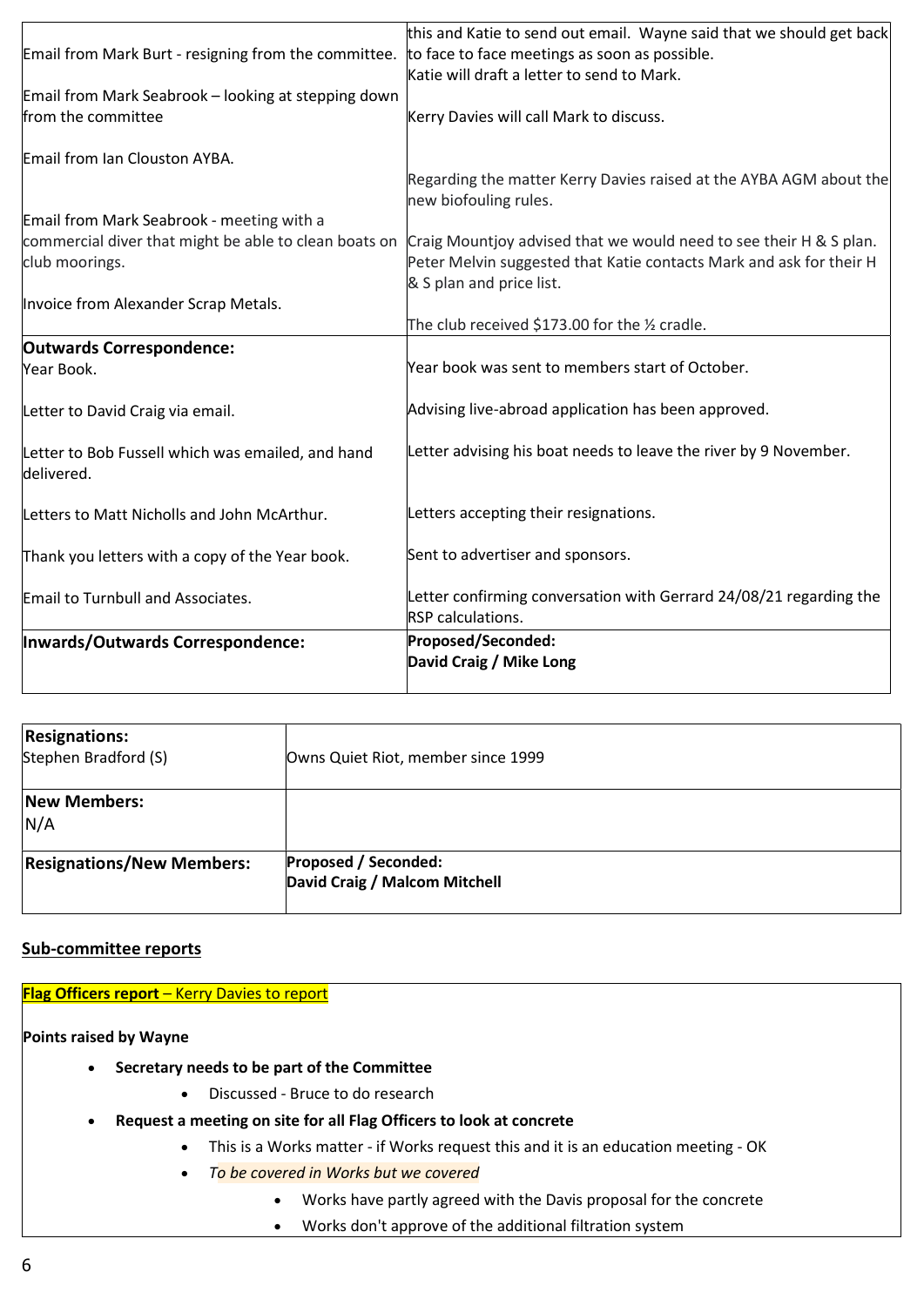| | |
|---|---|
| Email from Mark Burt - resigning from the committee. | this and Katie to send out email. Wayne said that we should get back to face to face meetings as soon as possible. Katie will draft a letter to send to Mark. |
| Email from Mark Seabrook – looking at stepping down from the committee | Kerry Davies will call Mark to discuss. |
| Email from Ian Clouston AYBA. | Regarding the matter Kerry Davies raised at the AYBA AGM about the new biofouling rules. |
| Email from Mark Seabrook - meeting with a commercial diver that might be able to clean boats on club moorings. | Craig Mountjoy advised that we would need to see their H & S plan. Peter Melvin suggested that Katie contacts Mark and ask for their H & S plan and price list. |
| Invoice from Alexander Scrap Metals. | The club received $173.00 for the ½ cradle. |
| **Outwards Correspondence:** Year Book. | Year book was sent to members start of October. |
| Letter to David Craig via email. | Advising live-abroad application has been approved. |
| Letter to Bob Fussell which was emailed, and hand delivered. | Letter advising his boat needs to leave the river by 9 November. |
| Letters to Matt Nicholls and John McArthur. | Letters accepting their resignations. |
| Thank you letters with a copy of the Year book. | Sent to advertiser and sponsors. |
| Email to Turnbull and Associates. | Letter confirming conversation with Gerrard 24/08/21 regarding the RSP calculations. |
| **Inwards/Outwards Correspondence:** | **Proposed/Seconded:** **David Craig / Mike Long** |

| | |
|---|---|
| **Resignations:** Stephen Bradford (S) | Owns Quiet Riot, member since 1999 |
| **New Members:** N/A | |
| **Resignations/New Members:** | **Proposed / Seconded:** **David Craig / Malcom Mitchell** |

## Sub-committee reports

**Flag Officers report** – Kerry Davies to report

**Points raised by Wayne**

- **Secretary needs to be part of the Committee**
  - Discussed - Bruce to do research
- **Request a meeting on site for all Flag Officers to look at concrete**
  - This is a Works matter - if Works request this and it is an education meeting - OK
  - *To be covered in Works but we covered*
    - Works have partly agreed with the Davis proposal for the concrete
    - Works don't approve of the additional filtration system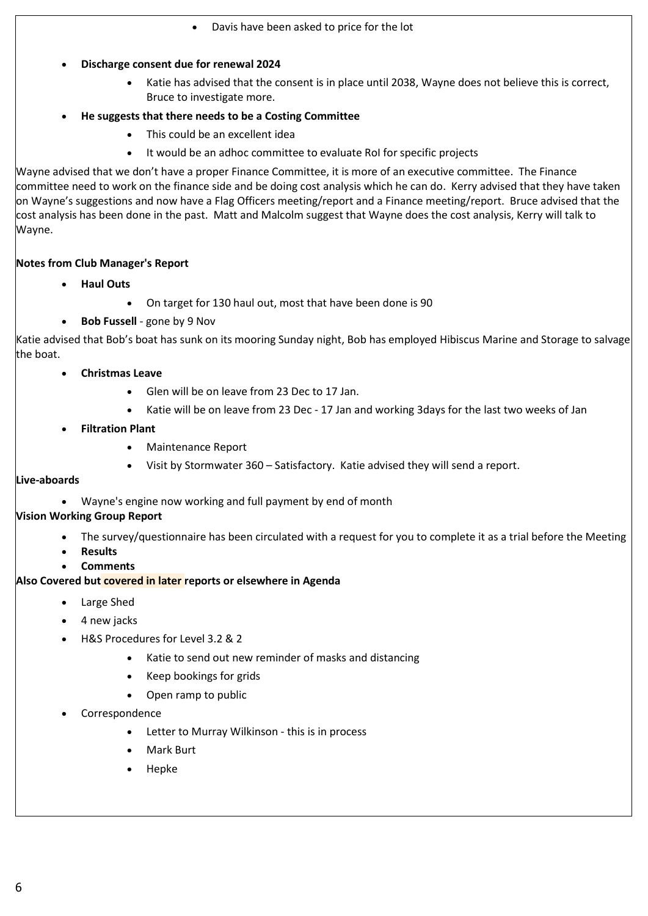- Davis have been asked to price for the lot

- **Discharge consent due for renewal 2024**
  - Katie has advised that the consent is in place until 2038, Wayne does not believe this is correct, Bruce to investigate more.
- **He suggests that there needs to be a Costing Committee**
  - This could be an excellent idea
  - It would be an adhoc committee to evaluate RoI for specific projects

Wayne advised that we don't have a proper Finance Committee, it is more of an executive committee. The Finance committee need to work on the finance side and be doing cost analysis which he can do. Kerry advised that they have taken on Wayne's suggestions and now have a Flag Officers meeting/report and a Finance meeting/report. Bruce advised that the cost analysis has been done in the past. Matt and Malcolm suggest that Wayne does the cost analysis, Kerry will talk to Wayne.

**Notes from Club Manager's Report**

- **Haul Outs**
  - On target for 130 haul out, most that have been done is 90
- **Bob Fussell** - gone by 9 Nov

Katie advised that Bob's boat has sunk on its mooring Sunday night, Bob has employed Hibiscus Marine and Storage to salvage the boat.

- **Christmas Leave**
  - Glen will be on leave from 23 Dec to 17 Jan.
  - Katie will be on leave from 23 Dec - 17 Jan and working 3days for the last two weeks of Jan
- **Filtration Plant**
  - Maintenance Report
  - Visit by Stormwater 360 – Satisfactory. Katie advised they will send a report.

**Live-aboards**

- Wayne's engine now working and full payment by end of month

**Vision Working Group Report**

- The survey/questionnaire has been circulated with a request for you to complete it as a trial before the Meeting
- **Results**
- **Comments**

**Also Covered but covered in later reports or elsewhere in Agenda**

- Large Shed
- 4 new jacks
- H&S Procedures for Level 3.2 & 2
  - Katie to send out new reminder of masks and distancing
  - Keep bookings for grids
  - Open ramp to public
- Correspondence
  - Letter to Murray Wilkinson - this is in process
  - Mark Burt
  - Hepke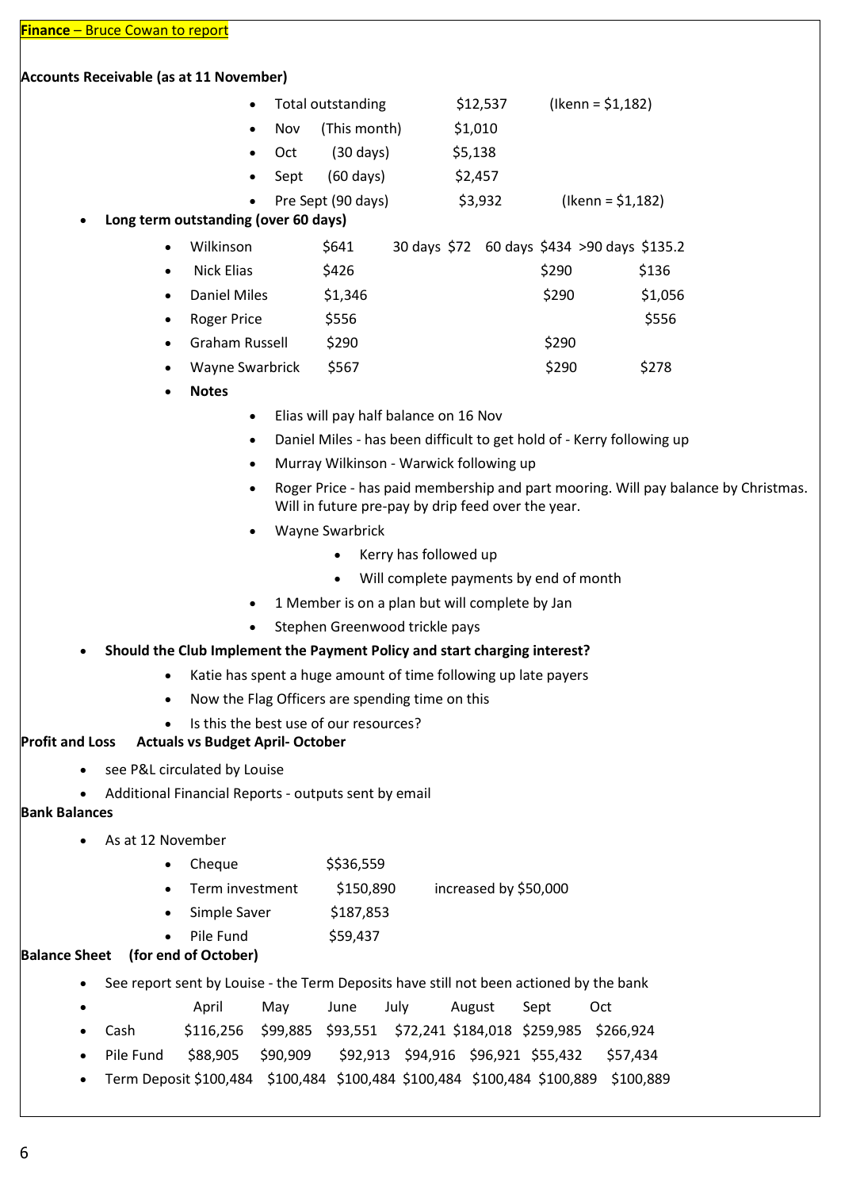**Finance** – Bruce Cowan to report

**Accounts Receivable (as at 11 November)**

- Total outstanding $12,537 (Ikenn = $1,182)
- Nov (This month) $1,010
- Oct (30 days) $5,138
- Sept (60 days) $2,457
- Pre Sept (90 days) $3,932 (Ikenn = $1,182)

- **Long term outstanding (over 60 days)**

| Name | Total | 30 days | 60 days | >90 days |
|---|---|---|---|---|
| Wilkinson | $641 | $72 | $434 | $135.2 |
| Nick Elias | $426 | | $290 | $136 |
| Daniel Miles | $1,346 | | $290 | $1,056 |
| Roger Price | $556 | | | $556 |
| Graham Russell | $290 | | $290 | |
| Wayne Swarbrick | $567 | | $290 | $278 |

- **Notes**
  - Elias will pay half balance on 16 Nov
  - Daniel Miles - has been difficult to get hold of - Kerry following up
  - Murray Wilkinson - Warwick following up
  - Roger Price - has paid membership and part mooring. Will pay balance by Christmas. Will in future pre-pay by drip feed over the year.
  - Wayne Swarbrick
    - Kerry has followed up
    - Will complete payments by end of month
  - 1 Member is on a plan but will complete by Jan
  - Stephen Greenwood trickle pays

- **Should the Club Implement the Payment Policy and start charging interest?**
  - Katie has spent a huge amount of time following up late payers
  - Now the Flag Officers are spending time on this
  - Is this the best use of our resources?

**Profit and Loss Actuals vs Budget April- October**

- see P&L circulated by Louise
- Additional Financial Reports - outputs sent by email

**Bank Balances**

- As at 12 November
  - Cheque $$36,559
  - Term investment $150,890 increased by $50,000
  - Simple Saver $187,853
  - Pile Fund $59,437

**Balance Sheet (for end of October)**

- See report sent by Louise - the Term Deposits have still not been actioned by the bank

| | April | May | June | July | August | Sept | Oct |
|---|---|---|---|---|---|---|---|
| Cash | $116,256 | $99,885 | $93,551 | $72,241 | $184,018 | $259,985 | $266,924 |
| Pile Fund | $88,905 | $90,909 | $92,913 | $94,916 | $96,921 | $55,432 | $57,434 |
| Term Deposit | $100,484 | $100,484 | $100,484 | $100,484 | $100,484 | $100,889 | $100,889 |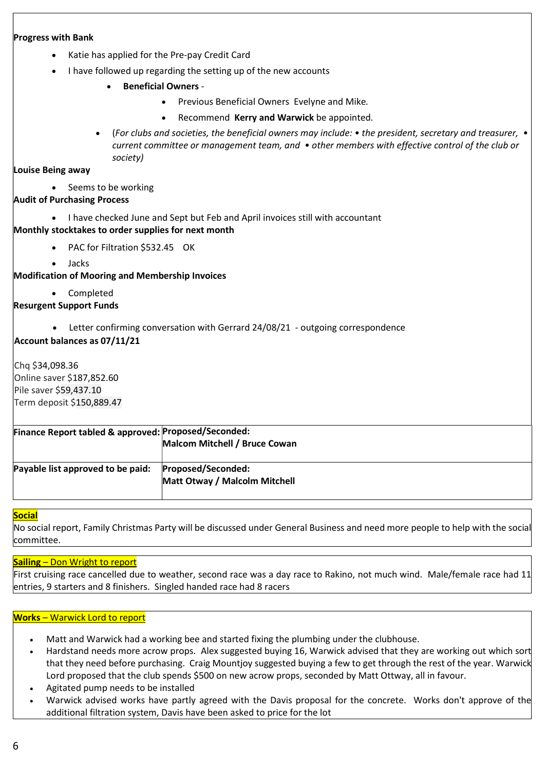**Progress with Bank**

- Katie has applied for the Pre-pay Credit Card
- I have followed up regarding the setting up of the new accounts
    - **Beneficial Owners** -
        - Previous Beneficial Owners Evelyne and Mike.
        - Recommend **Kerry and Warwick** be appointed.
    - (*For clubs and societies, the beneficial owners may include: • the president, secretary and treasurer, • current committee or management team, and • other members with effective control of the club or society*)

**Louise Being away**

- Seems to be working

**Audit of Purchasing Process**

- I have checked June and Sept but Feb and April invoices still with accountant

**Monthly stocktakes to order supplies for next month**

- PAC for Filtration $532.45 OK
- Jacks

**Modification of Mooring and Membership Invoices**

- Completed

**Resurgent Support Funds**

- Letter confirming conversation with Gerrard 24/08/21 - outgoing correspondence

**Account balances as 07/11/21**

Chq $34,098.36
Online saver $187,852.60
Pile saver $59,437.10
Term deposit $150,889.47

| **Finance Report tabled & approved:** | **Proposed/Seconded:** **Malcom Mitchell / Bruce Cowan** |
|---|---|
| **Payable list approved to be paid:** | **Proposed/Seconded:** **Matt Otway / Malcolm Mitchell** |

**Social**

No social report, Family Christmas Party will be discussed under General Business and need more people to help with the social committee.

**Sailing** – Don Wright to report

First cruising race cancelled due to weather, second race was a day race to Rakino, not much wind. Male/female race had 11 entries, 9 starters and 8 finishers. Singled handed race had 8 racers

**Works** – Warwick Lord to report

- Matt and Warwick had a working bee and started fixing the plumbing under the clubhouse.
- Hardstand needs more acrow props. Alex suggested buying 16, Warwick advised that they are working out which sort that they need before purchasing. Craig Mountjoy suggested buying a few to get through the rest of the year. Warwick Lord proposed that the club spends $500 on new acrow props, seconded by Matt Ottway, all in favour.
- Agitated pump needs to be installed
- Warwick advised works have partly agreed with the Davis proposal for the concrete. Works don't approve of the additional filtration system, Davis have been asked to price for the lot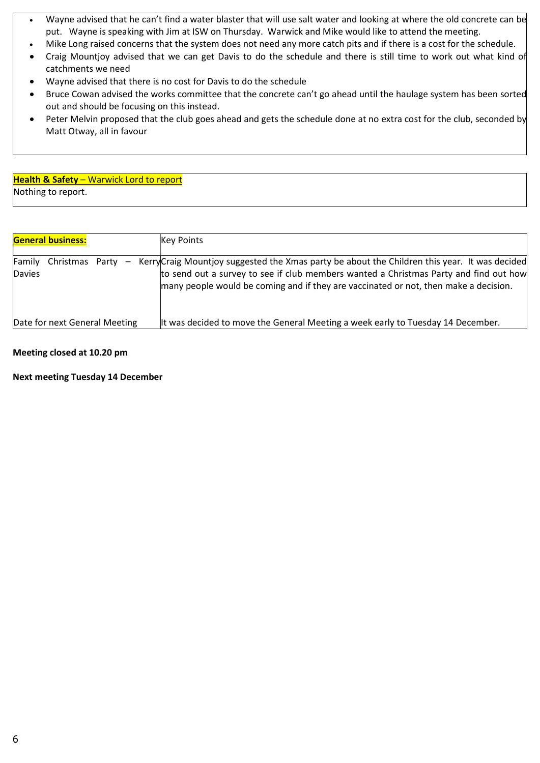- Wayne advised that he can't find a water blaster that will use salt water and looking at where the old concrete can be put. Wayne is speaking with Jim at ISW on Thursday. Warwick and Mike would like to attend the meeting.
- Mike Long raised concerns that the system does not need any more catch pits and if there is a cost for the schedule.
- Craig Mountjoy advised that we can get Davis to do the schedule and there is still time to work out what kind of catchments we need
- Wayne advised that there is no cost for Davis to do the schedule
- Bruce Cowan advised the works committee that the concrete can't go ahead until the haulage system has been sorted out and should be focusing on this instead.
- Peter Melvin proposed that the club goes ahead and gets the schedule done at no extra cost for the club, seconded by Matt Otway, all in favour

**Health & Safety** – Warwick Lord to report

Nothing to report.

| **General business:** | Key Points |
|---|---|
| Family Christmas Party – Kerry Davies | Craig Mountjoy suggested the Xmas party be about the Children this year. It was decided to send out a survey to see if club members wanted a Christmas Party and find out how many people would be coming and if they are vaccinated or not, then make a decision. |
| Date for next General Meeting | It was decided to move the General Meeting a week early to Tuesday 14 December. |

**Meeting closed at 10.20 pm**

**Next meeting Tuesday 14 December**